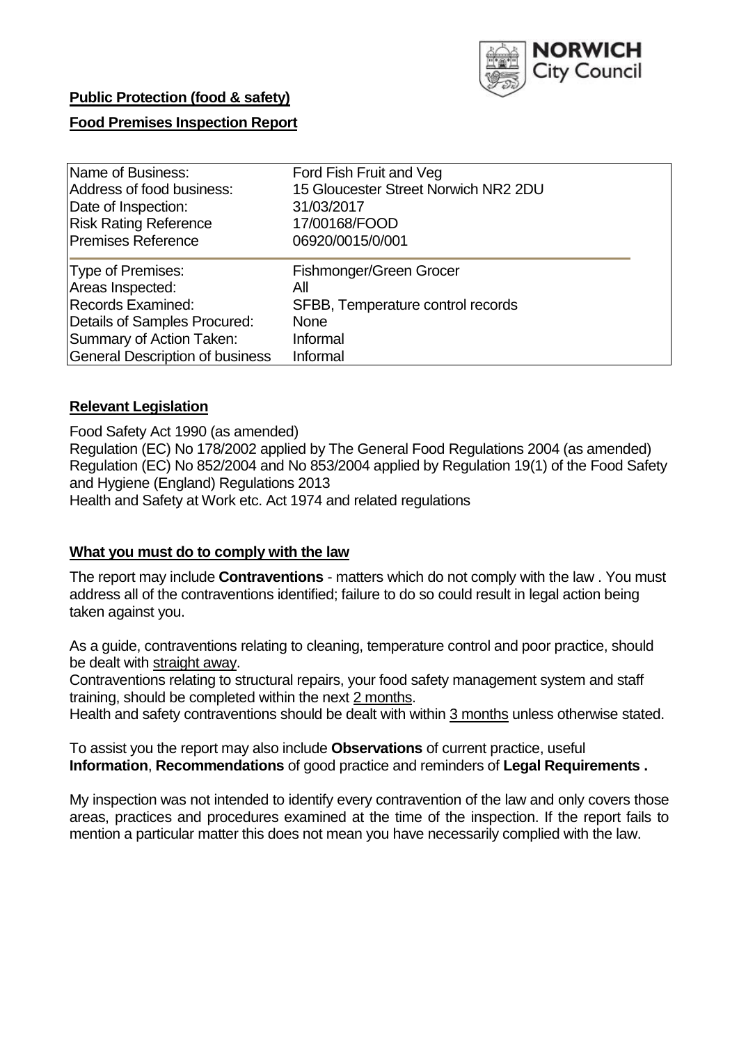NORWICH City Council

**Public Protection (food & safety)**

**Food Premises Inspection Report**

| | |
|---|---|
| Name of Business: | Ford Fish Fruit and Veg |
| Address of food business: | 15 Gloucester Street Norwich NR2 2DU |
| Date of Inspection: | 31/03/2017 |
| Risk Rating Reference | 17/00168/FOOD |
| Premises Reference | 06920/0015/0/001 |
| Type of Premises: | Fishmonger/Green Grocer |
| Areas Inspected: | All |
| Records Examined: | SFBB, Temperature control records |
| Details of Samples Procured: | None |
| Summary of Action Taken: | Informal |
| General Description of business | Informal |

## Relevant Legislation

Food Safety Act 1990 (as amended)
Regulation (EC) No 178/2002 applied by The General Food Regulations 2004 (as amended)
Regulation (EC) No 852/2004 and No 853/2004 applied by Regulation 19(1) of the Food Safety and Hygiene (England) Regulations 2013
Health and Safety at Work etc. Act 1974 and related regulations

## What you must do to comply with the law

The report may include **Contraventions** - matters which do not comply with the law . You must address all of the contraventions identified; failure to do so could result in legal action being taken against you.

As a guide, contraventions relating to cleaning, temperature control and poor practice, should be dealt with straight away.
Contraventions relating to structural repairs, your food safety management system and staff training, should be completed within the next 2 months.
Health and safety contraventions should be dealt with within 3 months unless otherwise stated.

To assist you the report may also include **Observations** of current practice, useful **Information**, **Recommendations** of good practice and reminders of **Legal Requirements .**

My inspection was not intended to identify every contravention of the law and only covers those areas, practices and procedures examined at the time of the inspection. If the report fails to mention a particular matter this does not mean you have necessarily complied with the law.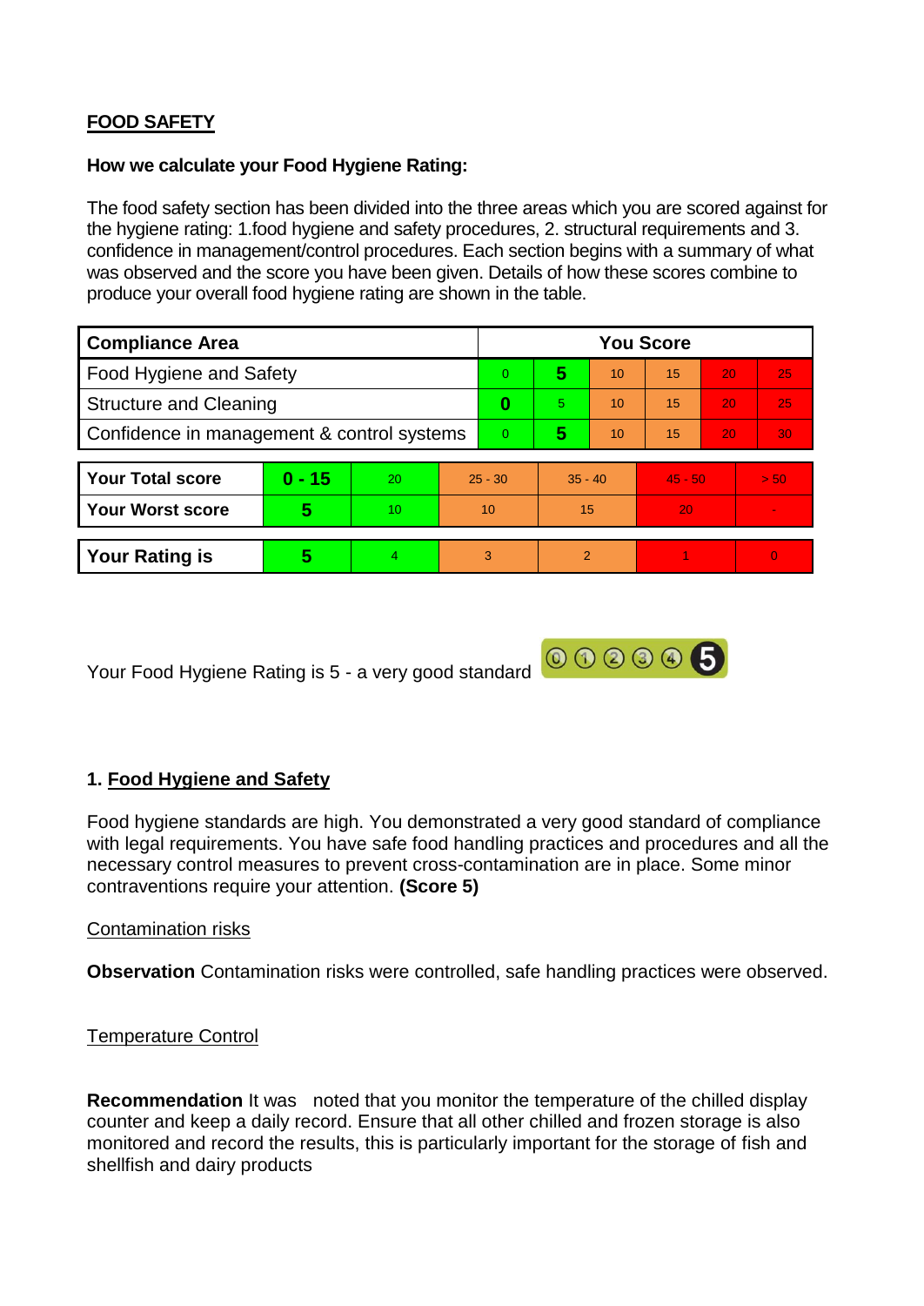## FOOD SAFETY

**How we calculate your Food Hygiene Rating:**

The food safety section has been divided into the three areas which you are scored against for the hygiene rating: 1.food hygiene and safety procedures, 2. structural requirements and 3. confidence in management/control procedures. Each section begins with a summary of what was observed and the score you have been given. Details of how these scores combine to produce your overall food hygiene rating are shown in the table.

| Compliance Area | You Score | | | | | |
|---|---|---|---|---|---|---|
| Food Hygiene and Safety | 0 | **5** | 10 | 15 | 20 | 25 |
| Structure and Cleaning | **0** | 5 | 10 | 15 | 20 | 25 |
| Confidence in management & control systems | 0 | **5** | 10 | 15 | 20 | 30 |

| | | | | | | |
|---|---|---|---|---|---|---|
| **Your Total score** | **0 - 15** | 20 | 25 - 30 | 35 - 40 | 45 - 50 | > 50 |
| **Your Worst score** | **5** | 10 | 10 | 15 | 20 | - |

| | | | | | | |
|---|---|---|---|---|---|---|
| **Your Rating is** | **5** | 4 | 3 | 2 | 1 | 0 |

Your Food Hygiene Rating is 5 - a very good standard

### 1. Food Hygiene and Safety

Food hygiene standards are high. You demonstrated a very good standard of compliance with legal requirements. You have safe food handling practices and procedures and all the necessary control measures to prevent cross-contamination are in place. Some minor contraventions require your attention. **(Score 5)**

Contamination risks

**Observation** Contamination risks were controlled, safe handling practices were observed.

Temperature Control

**Recommendation** It was noted that you monitor the temperature of the chilled display counter and keep a daily record. Ensure that all other chilled and frozen storage is also monitored and record the results, this is particularly important for the storage of fish and shellfish and dairy products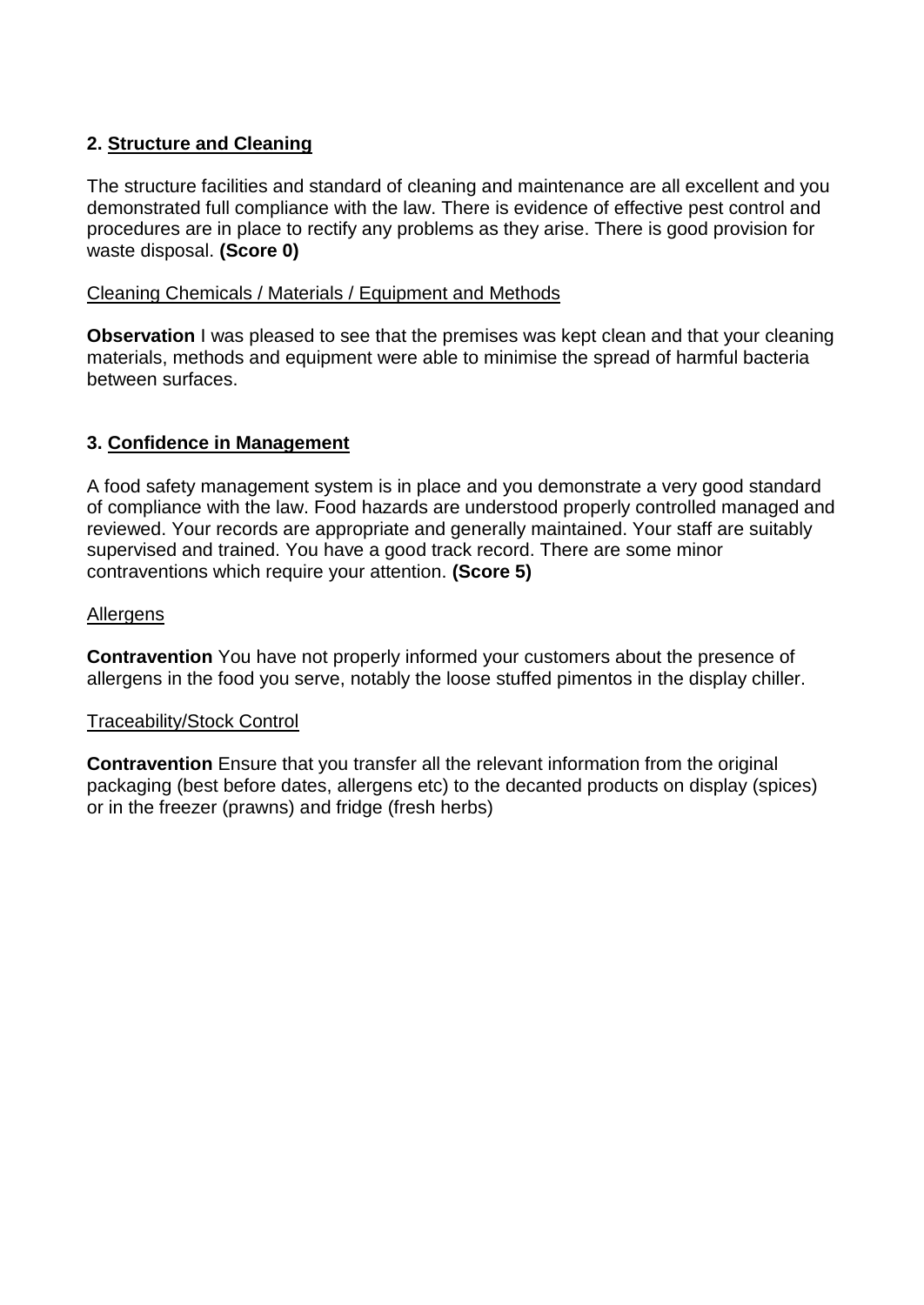## 2. Structure and Cleaning

The structure facilities and standard of cleaning and maintenance are all excellent and you demonstrated full compliance with the law. There is evidence of effective pest control and procedures are in place to rectify any problems as they arise. There is good provision for waste disposal. **(Score 0)**

### Cleaning Chemicals / Materials / Equipment and Methods

**Observation** I was pleased to see that the premises was kept clean and that your cleaning materials, methods and equipment were able to minimise the spread of harmful bacteria between surfaces.

## 3. Confidence in Management

A food safety management system is in place and you demonstrate a very good standard of compliance with the law. Food hazards are understood properly controlled managed and reviewed. Your records are appropriate and generally maintained. Your staff are suitably supervised and trained. You have a good track record. There are some minor contraventions which require your attention. **(Score 5)**

### Allergens

**Contravention** You have not properly informed your customers about the presence of allergens in the food you serve, notably the loose stuffed pimentos in the display chiller.

### Traceability/Stock Control

**Contravention** Ensure that you transfer all the relevant information from the original packaging (best before dates, allergens etc) to the decanted products on display (spices) or in the freezer (prawns) and fridge (fresh herbs)